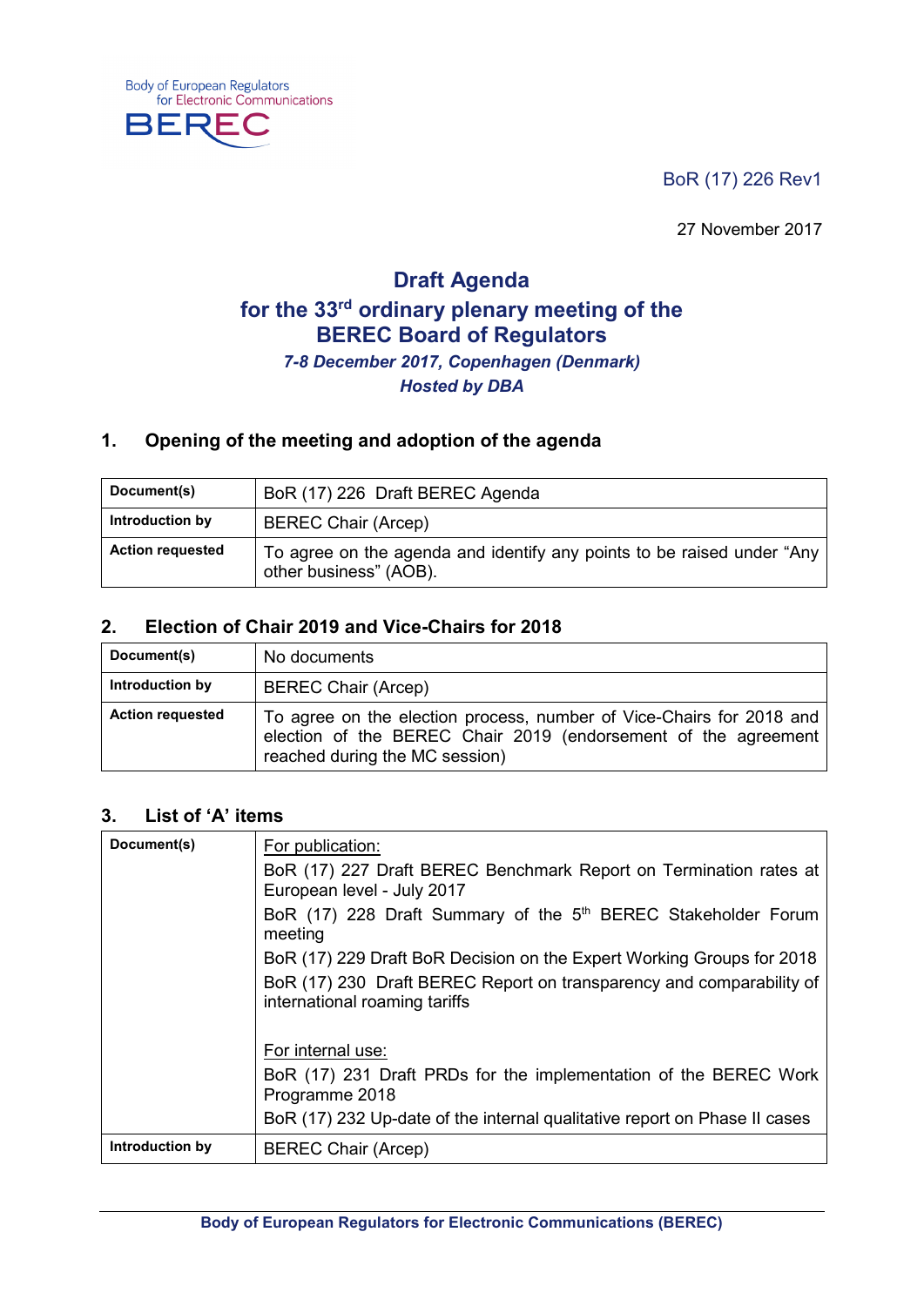Body of European Regulators for Electronic Communications

BEREC

BoR (17) 226 Rev1

27 November 2017

# Draft Agenda for the 33rd ordinary plenary meeting of the BEREC Board of Regulators

***7-8 December 2017, Copenhagen (Denmark)***

***Hosted by DBA***

## 1. Opening of the meeting and adoption of the agenda

| Document(s) | BoR (17) 226 Draft BEREC Agenda |
|---|---|
| **Introduction by** | BEREC Chair (Arcep) |
| **Action requested** | To agree on the agenda and identify any points to be raised under "Any other business" (AOB). |

## 2. Election of Chair 2019 and Vice-Chairs for 2018

| Document(s) | No documents |
|---|---|
| **Introduction by** | BEREC Chair (Arcep) |
| **Action requested** | To agree on the election process, number of Vice-Chairs for 2018 and election of the BEREC Chair 2019 (endorsement of the agreement reached during the MC session) |

## 3. List of 'A' items

| Document(s) | For publication:<br>BoR (17) 227 Draft BEREC Benchmark Report on Termination rates at European level - July 2017<br>BoR (17) 228 Draft Summary of the 5th BEREC Stakeholder Forum meeting<br>BoR (17) 229 Draft BoR Decision on the Expert Working Groups for 2018<br>BoR (17) 230 Draft BEREC Report on transparency and comparability of international roaming tariffs<br><br>For internal use:<br>BoR (17) 231 Draft PRDs for the implementation of the BEREC Work Programme 2018<br>BoR (17) 232 Up-date of the internal qualitative report on Phase II cases |
|---|---|
| **Introduction by** | BEREC Chair (Arcep) |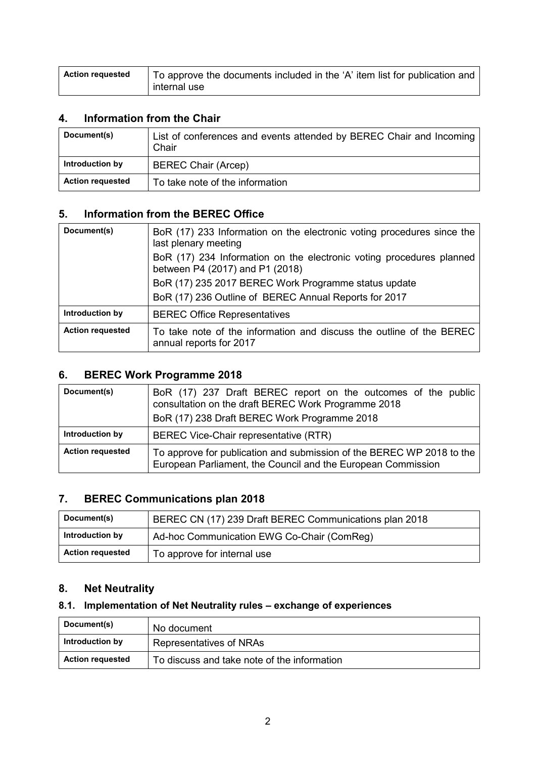| Action requested | To approve the documents included in the 'A' item list for publication and internal use |
|---|---|

## 4. Information from the Chair

| Document(s) | List of conferences and events attended by BEREC Chair and Incoming Chair |
|---|---|
| Introduction by | BEREC Chair (Arcep) |
| Action requested | To take note of the information |

## 5. Information from the BEREC Office

| Document(s) | BoR (17) 233 Information on the electronic voting procedures since the last plenary meeting<br>BoR (17) 234 Information on the electronic voting procedures planned between P4 (2017) and P1 (2018)<br>BoR (17) 235 2017 BEREC Work Programme status update<br>BoR (17) 236 Outline of BEREC Annual Reports for 2017 |
|---|---|
| Introduction by | BEREC Office Representatives |
| Action requested | To take note of the information and discuss the outline of the BEREC annual reports for 2017 |

## 6. BEREC Work Programme 2018

| Document(s) | BoR (17) 237 Draft BEREC report on the outcomes of the public consultation on the draft BEREC Work Programme 2018<br>BoR (17) 238 Draft BEREC Work Programme 2018 |
|---|---|
| Introduction by | BEREC Vice-Chair representative (RTR) |
| Action requested | To approve for publication and submission of the BEREC WP 2018 to the European Parliament, the Council and the European Commission |

## 7. BEREC Communications plan 2018

| Document(s) | BEREC CN (17) 239 Draft BEREC Communications plan 2018 |
|---|---|
| Introduction by | Ad-hoc Communication EWG Co-Chair (ComReg) |
| Action requested | To approve for internal use |

## 8. Net Neutrality

### 8.1. Implementation of Net Neutrality rules – exchange of experiences

| Document(s) | No document |
|---|---|
| Introduction by | Representatives of NRAs |
| Action requested | To discuss and take note of the information |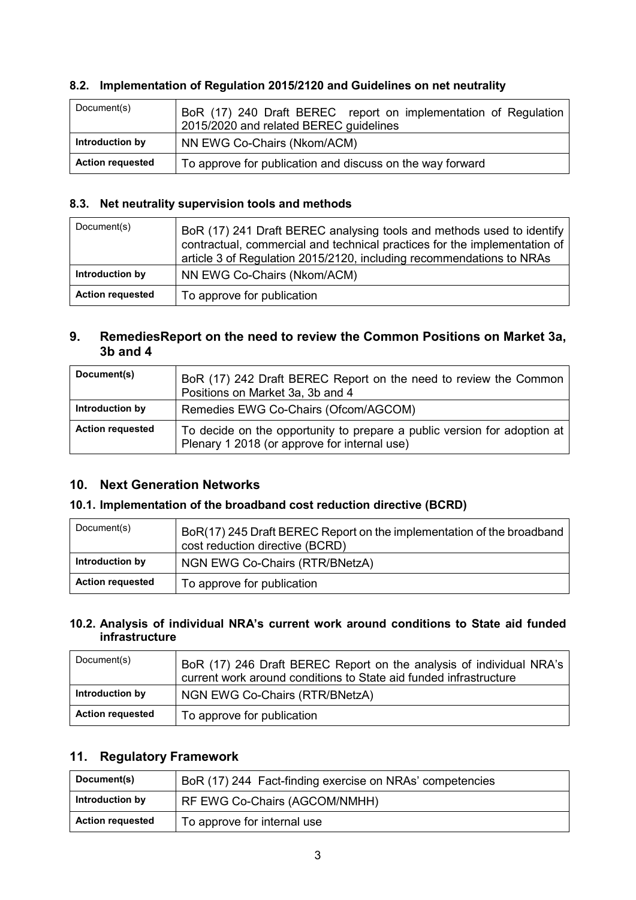### 8.2. Implementation of Regulation 2015/2120 and Guidelines on net neutrality

| Document(s) | BoR (17) 240 Draft BEREC report on implementation of Regulation 2015/2020 and related BEREC guidelines |
|---|---|
| **Introduction by** | NN EWG Co-Chairs (Nkom/ACM) |
| **Action requested** | To approve for publication and discuss on the way forward |

### 8.3. Net neutrality supervision tools and methods

| Document(s) | BoR (17) 241 Draft BEREC analysing tools and methods used to identify contractual, commercial and technical practices for the implementation of article 3 of Regulation 2015/2120, including recommendations to NRAs |
|---|---|
| **Introduction by** | NN EWG Co-Chairs (Nkom/ACM) |
| **Action requested** | To approve for publication |

## 9. RemediesReport on the need to review the Common Positions on Market 3a, 3b and 4

| **Document(s)** | BoR (17) 242 Draft BEREC Report on the need to review the Common Positions on Market 3a, 3b and 4 |
|---|---|
| **Introduction by** | Remedies EWG Co-Chairs (Ofcom/AGCOM) |
| **Action requested** | To decide on the opportunity to prepare a public version for adoption at Plenary 1 2018 (or approve for internal use) |

## 10. Next Generation Networks

### 10.1. Implementation of the broadband cost reduction directive (BCRD)

| Document(s) | BoR(17) 245 Draft BEREC Report on the implementation of the broadband cost reduction directive (BCRD) |
|---|---|
| **Introduction by** | NGN EWG Co-Chairs (RTR/BNetzA) |
| **Action requested** | To approve for publication |

### 10.2. Analysis of individual NRA's current work around conditions to State aid funded infrastructure

| Document(s) | BoR (17) 246 Draft BEREC Report on the analysis of individual NRA's current work around conditions to State aid funded infrastructure |
|---|---|
| **Introduction by** | NGN EWG Co-Chairs (RTR/BNetzA) |
| **Action requested** | To approve for publication |

## 11. Regulatory Framework

| **Document(s)** | BoR (17) 244 Fact-finding exercise on NRAs' competencies |
|---|---|
| **Introduction by** | RF EWG Co-Chairs (AGCOM/NMHH) |
| **Action requested** | To approve for internal use |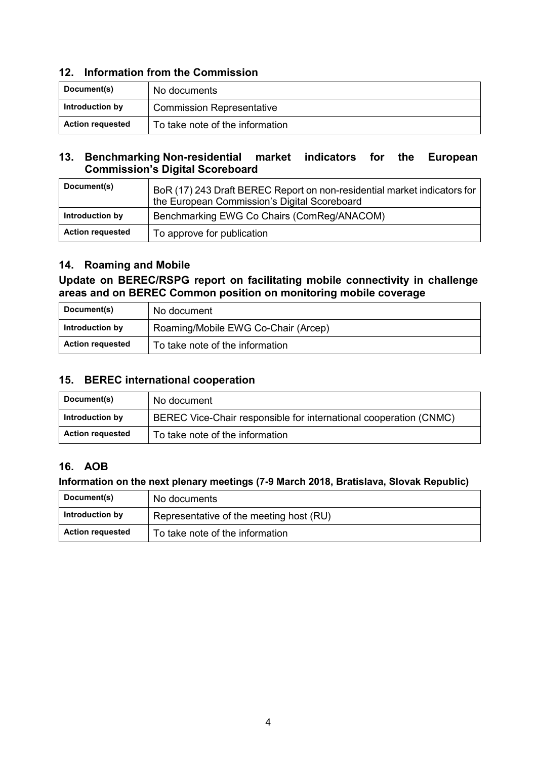## 12. Information from the Commission

| | |
|---|---|
| **Document(s)** | No documents |
| **Introduction by** | Commission Representative |
| **Action requested** | To take note of the information |

## 13. Benchmarking Non-residential market indicators for the European Commission's Digital Scoreboard

| | |
|---|---|
| **Document(s)** | BoR (17) 243 Draft BEREC Report on non-residential market indicators for the European Commission's Digital Scoreboard |
| **Introduction by** | Benchmarking EWG Co Chairs (ComReg/ANACOM) |
| **Action requested** | To approve for publication |

## 14. Roaming and Mobile

### Update on BEREC/RSPG report on facilitating mobile connectivity in challenge areas and on BEREC Common position on monitoring mobile coverage

| | |
|---|---|
| **Document(s)** | No document |
| **Introduction by** | Roaming/Mobile EWG Co-Chair (Arcep) |
| **Action requested** | To take note of the information |

## 15. BEREC international cooperation

| | |
|---|---|
| **Document(s)** | No document |
| **Introduction by** | BEREC Vice-Chair responsible for international cooperation (CNMC) |
| **Action requested** | To take note of the information |

## 16. AOB

### Information on the next plenary meetings (7-9 March 2018, Bratislava, Slovak Republic)

| | |
|---|---|
| **Document(s)** | No documents |
| **Introduction by** | Representative of the meeting host (RU) |
| **Action requested** | To take note of the information |